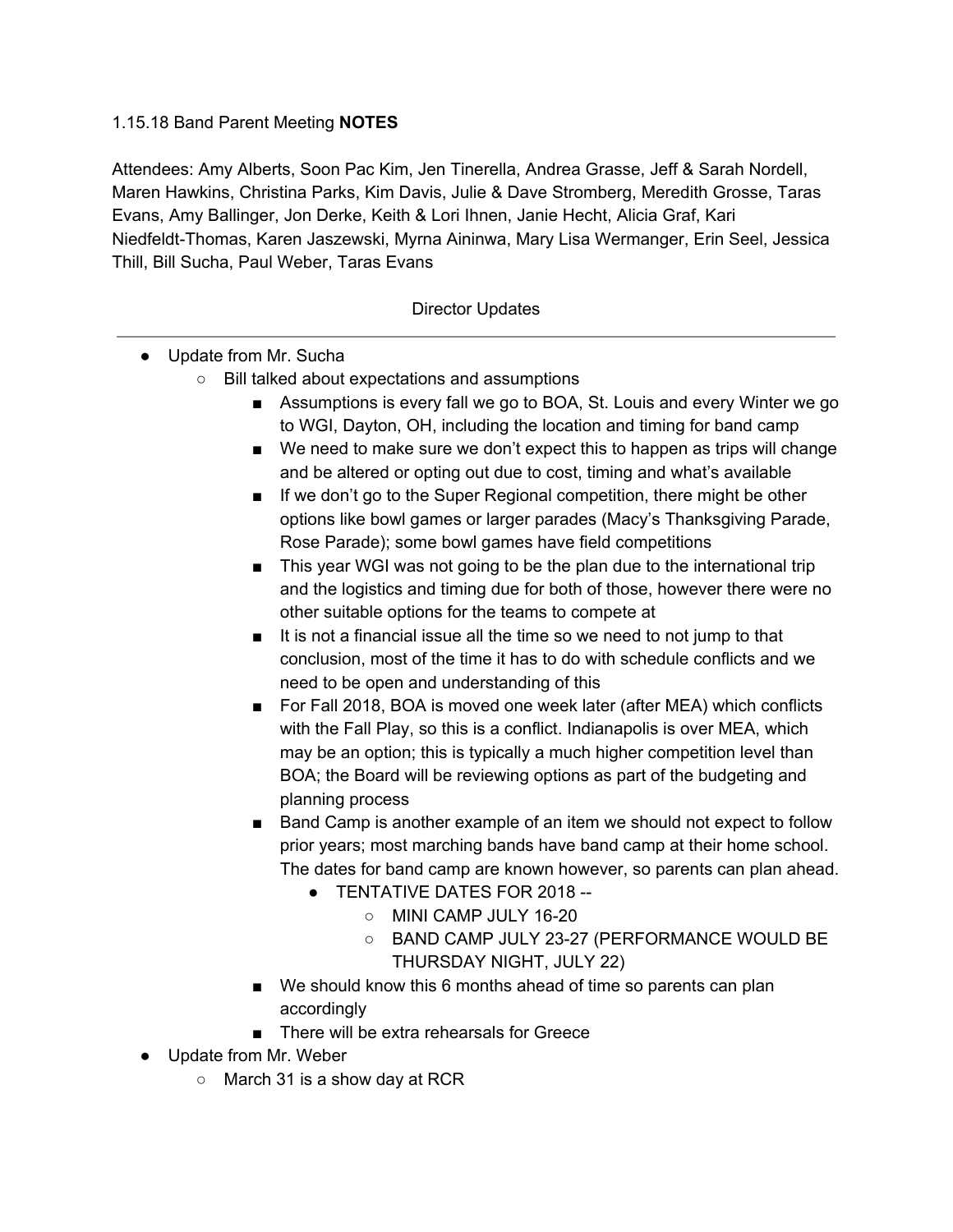1.15.18 Band Parent Meeting **NOTES**

Attendees: Amy Alberts, Soon Pac Kim, Jen Tinerella, Andrea Grasse, Jeff & Sarah Nordell, Maren Hawkins, Christina Parks, Kim Davis, Julie & Dave Stromberg, Meredith Grosse, Taras Evans, Amy Ballinger, Jon Derke, Keith & Lori Ihnen, Janie Hecht, Alicia Graf, Kari Niedfeldt-Thomas, Karen Jaszewski, Myrna Aininwa, Mary Lisa Wermanger, Erin Seel, Jessica Thill, Bill Sucha, Paul Weber, Taras Evans

## Director Updates

---

- Update from Mr. Sucha
  - Bill talked about expectations and assumptions
    - Assumptions is every fall we go to BOA, St. Louis and every Winter we go to WGI, Dayton, OH, including the location and timing for band camp
    - We need to make sure we don't expect this to happen as trips will change and be altered or opting out due to cost, timing and what's available
    - If we don't go to the Super Regional competition, there might be other options like bowl games or larger parades (Macy's Thanksgiving Parade, Rose Parade); some bowl games have field competitions
    - This year WGI was not going to be the plan due to the international trip and the logistics and timing due for both of those, however there were no other suitable options for the teams to compete at
    - It is not a financial issue all the time so we need to not jump to that conclusion, most of the time it has to do with schedule conflicts and we need to be open and understanding of this
    - For Fall 2018, BOA is moved one week later (after MEA) which conflicts with the Fall Play, so this is a conflict. Indianapolis is over MEA, which may be an option; this is typically a much higher competition level than BOA; the Board will be reviewing options as part of the budgeting and planning process
    - Band Camp is another example of an item we should not expect to follow prior years; most marching bands have band camp at their home school. The dates for band camp are known however, so parents can plan ahead.
      - TENTATIVE DATES FOR 2018 --
        - MINI CAMP JULY 16-20
        - BAND CAMP JULY 23-27 (PERFORMANCE WOULD BE THURSDAY NIGHT, JULY 22)
    - We should know this 6 months ahead of time so parents can plan accordingly
    - There will be extra rehearsals for Greece
- Update from Mr. Weber
  - March 31 is a show day at RCR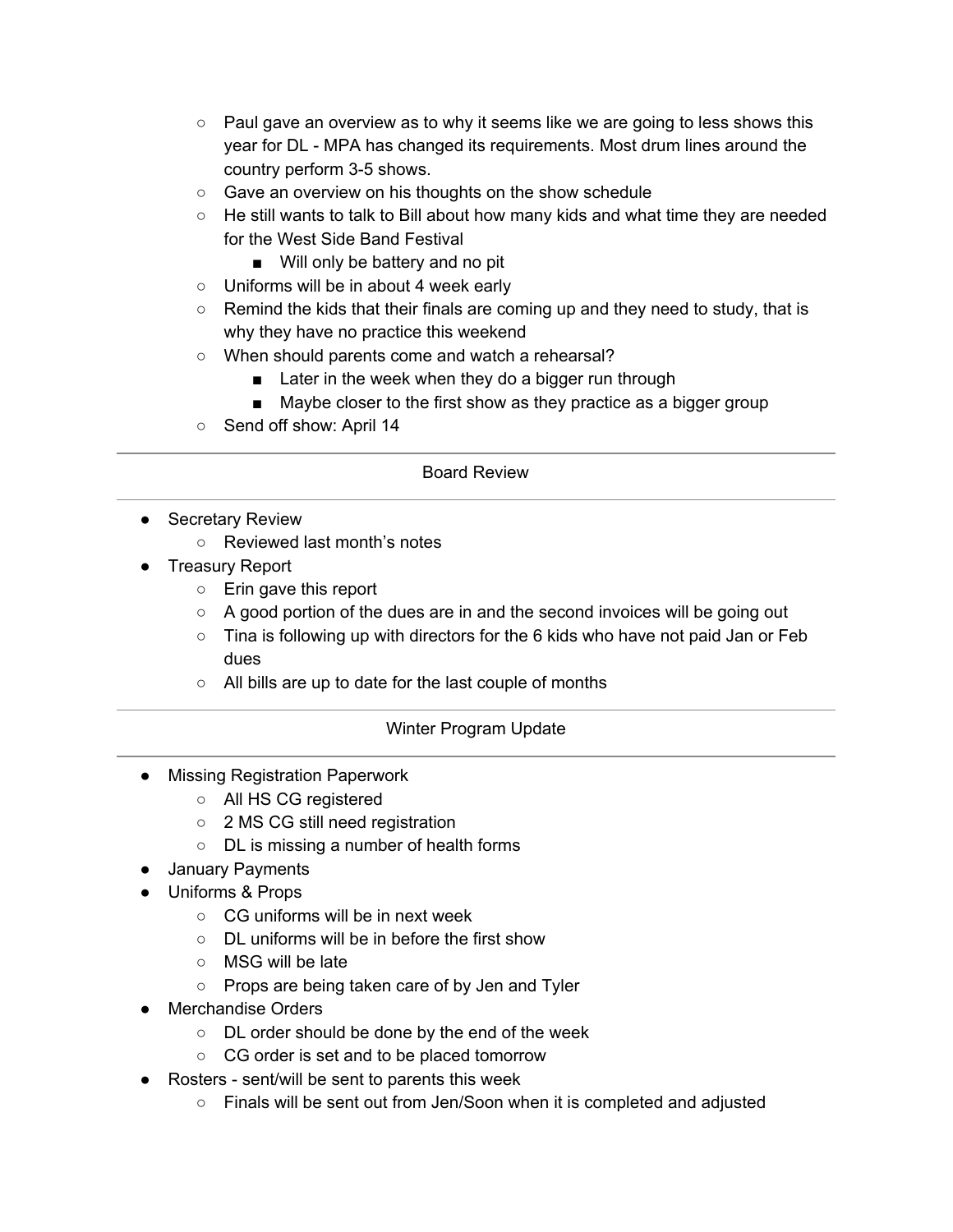- Paul gave an overview as to why it seems like we are going to less shows this year for DL - MPA has changed its requirements. Most drum lines around the country perform 3-5 shows.
    - Gave an overview on his thoughts on the show schedule
    - He still wants to talk to Bill about how many kids and what time they are needed for the West Side Band Festival
        - Will only be battery and no pit
    - Uniforms will be in about 4 week early
    - Remind the kids that their finals are coming up and they need to study, that is why they have no practice this weekend
    - When should parents come and watch a rehearsal?
        - Later in the week when they do a bigger run through
        - Maybe closer to the first show as they practice as a bigger group
    - Send off show: April 14

---

## Board Review

---

- Secretary Review
    - Reviewed last month's notes
- Treasury Report
    - Erin gave this report
    - A good portion of the dues are in and the second invoices will be going out
    - Tina is following up with directors for the 6 kids who have not paid Jan or Feb dues
    - All bills are up to date for the last couple of months

---

## Winter Program Update

---

- Missing Registration Paperwork
    - All HS CG registered
    - 2 MS CG still need registration
    - DL is missing a number of health forms
- January Payments
- Uniforms & Props
    - CG uniforms will be in next week
    - DL uniforms will be in before the first show
    - MSG will be late
    - Props are being taken care of by Jen and Tyler
- Merchandise Orders
    - DL order should be done by the end of the week
    - CG order is set and to be placed tomorrow
- Rosters - sent/will be sent to parents this week
    - Finals will be sent out from Jen/Soon when it is completed and adjusted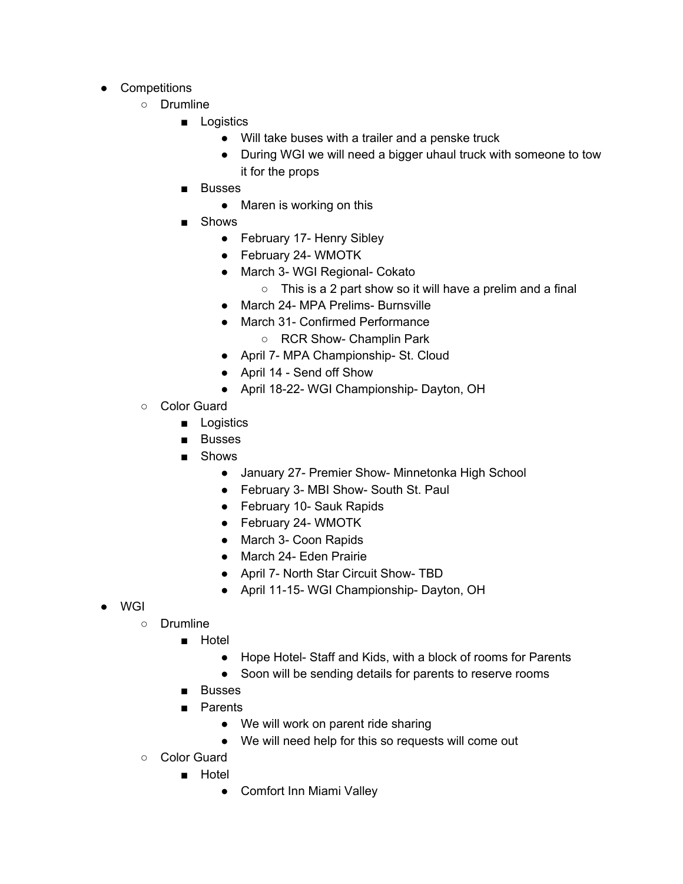- Competitions
    - Drumline
        - Logistics
            - Will take buses with a trailer and a penske truck
            - During WGI we will need a bigger uhaul truck with someone to tow it for the props
        - Busses
            - Maren is working on this
        - Shows
            - February 17- Henry Sibley
            - February 24- WMOTK
            - March 3- WGI Regional- Cokato
                - This is a 2 part show so it will have a prelim and a final
            - March 24- MPA Prelims- Burnsville
            - March 31- Confirmed Performance
                - RCR Show- Champlin Park
            - April 7- MPA Championship- St. Cloud
            - April 14 - Send off Show
            - April 18-22- WGI Championship- Dayton, OH
    - Color Guard
        - Logistics
        - Busses
        - Shows
            - January 27- Premier Show- Minnetonka High School
            - February 3- MBI Show- South St. Paul
            - February 10- Sauk Rapids
            - February 24- WMOTK
            - March 3- Coon Rapids
            - March 24- Eden Prairie
            - April 7- North Star Circuit Show- TBD
            - April 11-15- WGI Championship- Dayton, OH
- WGI
    - Drumline
        - Hotel
            - Hope Hotel- Staff and Kids, with a block of rooms for Parents
            - Soon will be sending details for parents to reserve rooms
        - Busses
        - Parents
            - We will work on parent ride sharing
            - We will need help for this so requests will come out
    - Color Guard
        - Hotel
            - Comfort Inn Miami Valley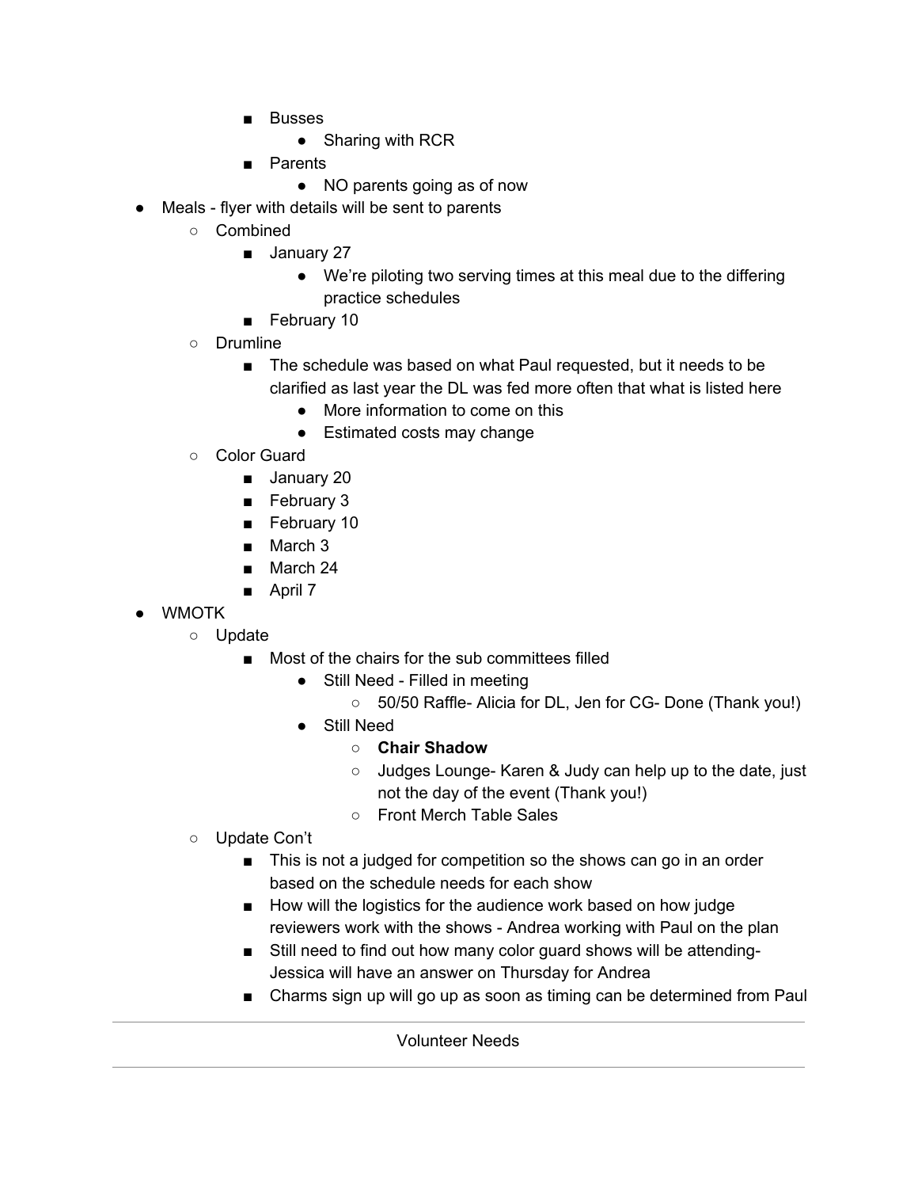- Busses
            - Sharing with RCR
        - Parents
            - NO parents going as of now
- Meals - flyer with details will be sent to parents
    - Combined
        - January 27
            - We're piloting two serving times at this meal due to the differing practice schedules
        - February 10
    - Drumline
        - The schedule was based on what Paul requested, but it needs to be clarified as last year the DL was fed more often that what is listed here
            - More information to come on this
            - Estimated costs may change
    - Color Guard
        - January 20
        - February 3
        - February 10
        - March 3
        - March 24
        - April 7
- WMOTK
    - Update
        - Most of the chairs for the sub committees filled
            - Still Need - Filled in meeting
                - 50/50 Raffle- Alicia for DL, Jen for CG- Done (Thank you!)
            - Still Need
                - **Chair Shadow**
                - Judges Lounge- Karen & Judy can help up to the date, just not the day of the event (Thank you!)
                - Front Merch Table Sales
    - Update Con't
        - This is not a judged for competition so the shows can go in an order based on the schedule needs for each show
        - How will the logistics for the audience work based on how judge reviewers work with the shows - Andrea working with Paul on the plan
        - Still need to find out how many color guard shows will be attending- Jessica will have an answer on Thursday for Andrea
        - Charms sign up will go up as soon as timing can be determined from Paul

---

Volunteer Needs

---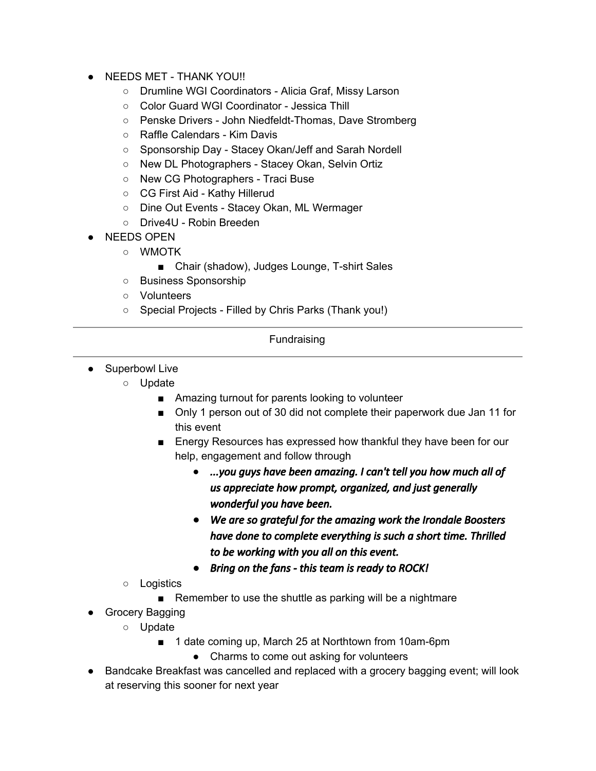- NEEDS MET - THANK YOU!!
    - Drumline WGI Coordinators - Alicia Graf, Missy Larson
    - Color Guard WGI Coordinator - Jessica Thill
    - Penske Drivers - John Niedfeldt-Thomas, Dave Stromberg
    - Raffle Calendars - Kim Davis
    - Sponsorship Day - Stacey Okan/Jeff and Sarah Nordell
    - New DL Photographers - Stacey Okan, Selvin Ortiz
    - New CG Photographers - Traci Buse
    - CG First Aid - Kathy Hillerud
    - Dine Out Events - Stacey Okan, ML Wermager
    - Drive4U - Robin Breeden
- NEEDS OPEN
    - WMOTK
        - Chair (shadow), Judges Lounge, T-shirt Sales
    - Business Sponsorship
    - Volunteers
    - Special Projects - Filled by Chris Parks (Thank you!)

---

Fundraising

---

- Superbowl Live
    - Update
        - Amazing turnout for parents looking to volunteer
        - Only 1 person out of 30 did not complete their paperwork due Jan 11 for this event
        - Energy Resources has expressed how thankful they have been for our help, engagement and follow through
            - ***...you guys have been amazing. I can't tell you how much all of us appreciate how prompt, organized, and just generally wonderful you have been.***
            - ***We are so grateful for the amazing work the Irondale Boosters have done to complete everything is such a short time. Thrilled to be working with you all on this event.***
            - ***Bring on the fans - this team is ready to ROCK!***
    - Logistics
        - Remember to use the shuttle as parking will be a nightmare
- Grocery Bagging
    - Update
        - 1 date coming up, March 25 at Northtown from 10am-6pm
            - Charms to come out asking for volunteers
- Bandcake Breakfast was cancelled and replaced with a grocery bagging event; will look at reserving this sooner for next year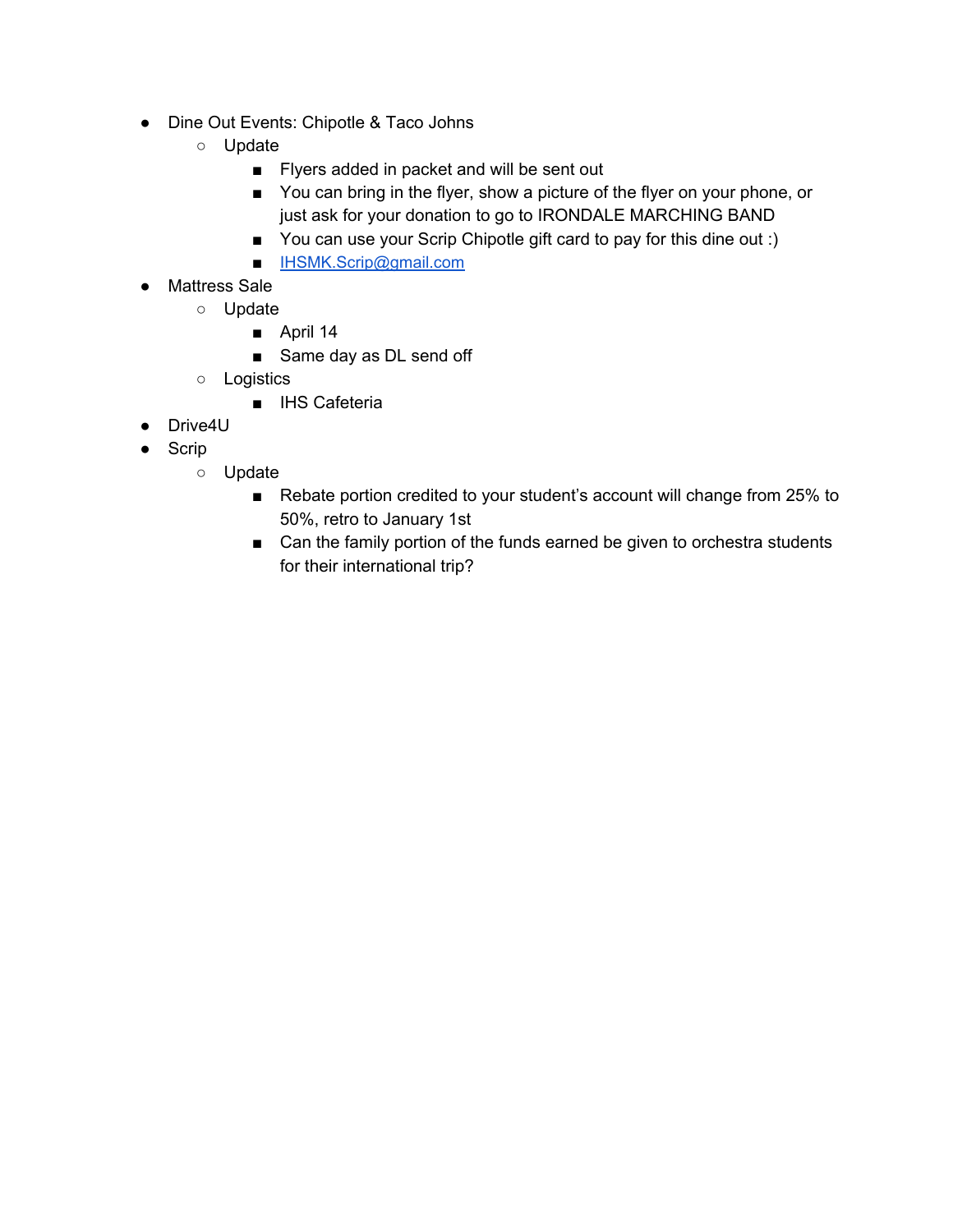- Dine Out Events: Chipotle & Taco Johns
  - Update
    - Flyers added in packet and will be sent out
    - You can bring in the flyer, show a picture of the flyer on your phone, or just ask for your donation to go to IRONDALE MARCHING BAND
    - You can use your Scrip Chipotle gift card to pay for this dine out :)
    - IHSMK.Scrip@gmail.com
- Mattress Sale
  - Update
    - April 14
    - Same day as DL send off
  - Logistics
    - IHS Cafeteria
- Drive4U
- Scrip
  - Update
    - Rebate portion credited to your student's account will change from 25% to 50%, retro to January 1st
    - Can the family portion of the funds earned be given to orchestra students for their international trip?